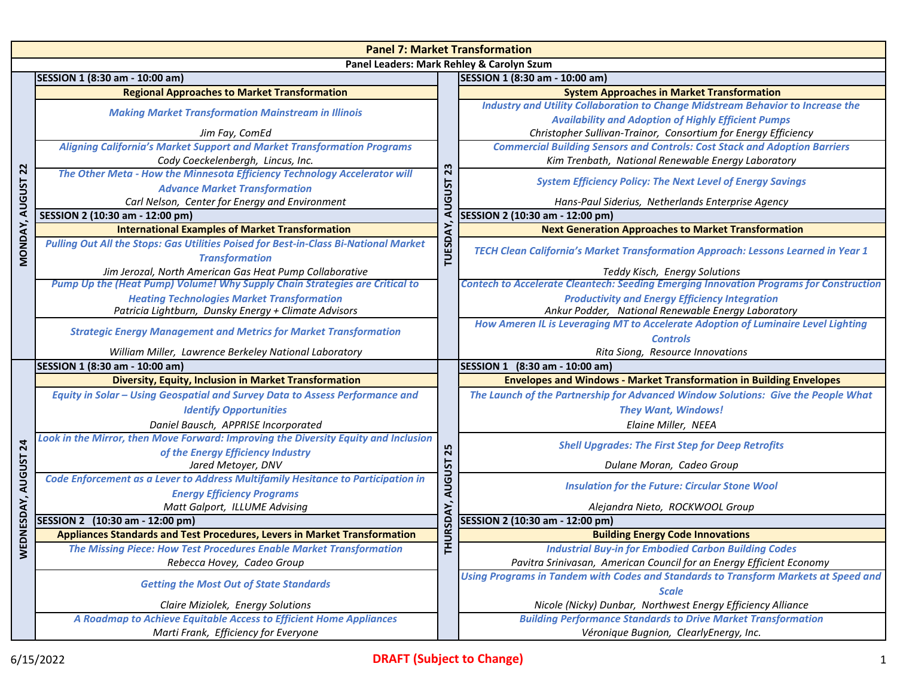# Panel 7: Market Transformation

**Panel Leaders: Mark Rehley & Carolyn Szum**

## MONDAY, AUGUST 22

### SESSION 1 (8:30 am - 10:00 am)

**Regional Approaches to Market Transformation**

| Title | Presenter |
|---|---|
| *Making Market Transformation Mainstream in Illinois* | *Jim Fay, ComEd* |
| *Aligning California's Market Support and Market Transformation Programs* | *Cody Coeckelenbergh, Lincus, Inc.* |
| *The Other Meta - How the Minnesota Efficiency Technology Accelerator will Advance Market Transformation* | *Carl Nelson, Center for Energy and Environment* |

### SESSION 2 (10:30 am - 12:00 pm)

**International Examples of Market Transformation**

| Title | Presenter |
|---|---|
| *Pulling Out All the Stops: Gas Utilities Poised for Best-in-Class Bi-National Market Transformation* | *Jim Jerozal, North American Gas Heat Pump Collaborative* |
| *Pump Up the (Heat Pump) Volume! Why Supply Chain Strategies are Critical to Heating Technologies Market Transformation* | *Patricia Lightburn, Dunsky Energy + Climate Advisors* |
| *Strategic Energy Management and Metrics for Market Transformation* | *William Miller, Lawrence Berkeley National Laboratory* |

## TUESDAY, AUGUST 23

### SESSION 1 (8:30 am - 10:00 am)

**System Approaches in Market Transformation**

| Title | Presenter |
|---|---|
| *Industry and Utility Collaboration to Change Midstream Behavior to Increase the Availability and Adoption of Highly Efficient Pumps* | *Christopher Sullivan-Trainor, Consortium for Energy Efficiency* |
| *Commercial Building Sensors and Controls: Cost Stack and Adoption Barriers* | *Kim Trenbath, National Renewable Energy Laboratory* |
| *System Efficiency Policy: The Next Level of Energy Savings* | *Hans-Paul Siderius, Netherlands Enterprise Agency* |

### SESSION 2 (10:30 am - 12:00 pm)

**Next Generation Approaches to Market Transformation**

| Title | Presenter |
|---|---|
| *TECH Clean California's Market Transformation Approach: Lessons Learned in Year 1* | *Teddy Kisch, Energy Solutions* |
| *Contech to Accelerate Cleantech: Seeding Emerging Innovation Programs for Construction Productivity and Energy Efficiency Integration* | *Ankur Podder, National Renewable Energy Laboratory* |
| *How Ameren IL is Leveraging MT to Accelerate Adoption of Luminaire Level Lighting Controls* | *Rita Siong, Resource Innovations* |

## WEDNESDAY, AUGUST 24

### SESSION 1 (8:30 am - 10:00 am)

**Diversity, Equity, Inclusion in Market Transformation**

| Title | Presenter |
|---|---|
| *Equity in Solar – Using Geospatial and Survey Data to Assess Performance and Identify Opportunities* | *Daniel Bausch, APPRISE Incorporated* |
| *Look in the Mirror, then Move Forward: Improving the Diversity Equity and Inclusion of the Energy Efficiency Industry* | *Jared Metoyer, DNV* |
| *Code Enforcement as a Lever to Address Multifamily Hesitance to Participation in Energy Efficiency Programs* | *Matt Galport, ILLUME Advising* |

### SESSION 2 (10:30 am - 12:00 pm)

**Appliances Standards and Test Procedures, Levers in Market Transformation**

| Title | Presenter |
|---|---|
| *The Missing Piece: How Test Procedures Enable Market Transformation* | *Rebecca Hovey, Cadeo Group* |
| *Getting the Most Out of State Standards* | *Claire Miziolek, Energy Solutions* |
| *A Roadmap to Achieve Equitable Access to Efficient Home Appliances* | *Marti Frank, Efficiency for Everyone* |

## THURSDAY, AUGUST 25

### SESSION 1 (8:30 am - 10:00 am)

**Envelopes and Windows - Market Transformation in Building Envelopes**

| Title | Presenter |
|---|---|
| *The Launch of the Partnership for Advanced Window Solutions: Give the People What They Want, Windows!* | *Elaine Miller, NEEA* |
| *Shell Upgrades: The First Step for Deep Retrofits* | *Dulane Moran, Cadeo Group* |
| *Insulation for the Future: Circular Stone Wool* | *Alejandra Nieto, ROCKWOOL Group* |

### SESSION 2 (10:30 am - 12:00 pm)

**Building Energy Code Innovations**

| Title | Presenter |
|---|---|
| *Industrial Buy-in for Embodied Carbon Building Codes* | *Pavitra Srinivasan, American Council for an Energy Efficient Economy* |
| *Using Programs in Tandem with Codes and Standards to Transform Markets at Speed and Scale* | *Nicole (Nicky) Dunbar, Northwest Energy Efficiency Alliance* |
| *Building Performance Standards to Drive Market Transformation* | *Véronique Bugnion, ClearlyEnergy, Inc.* |

6/15/2022

**DRAFT (Subject to Change)**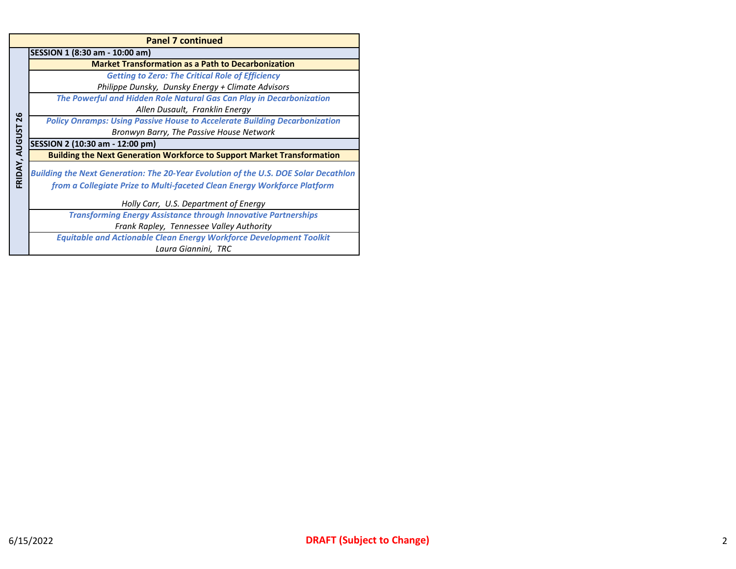| Panel 7 continued | |
|---|---|
| FRIDAY, AUGUST 26 | **SESSION 1 (8:30 am - 10:00 am)** |
| | **Market Transformation as a Path to Decarbonization** |
| | ***Getting to Zero: The Critical Role of Efficiency***<br>*Philippe Dunsky, Dunsky Energy + Climate Advisors* |
| | ***The Powerful and Hidden Role Natural Gas Can Play in Decarbonization***<br>*Allen Dusault, Franklin Energy* |
| | ***Policy Onramps: Using Passive House to Accelerate Building Decarbonization***<br>*Bronwyn Barry, The Passive House Network* |
| | **SESSION 2 (10:30 am - 12:00 pm)** |
| | **Building the Next Generation Workforce to Support Market Transformation** |
| | ***Building the Next Generation: The 20-Year Evolution of the U.S. DOE Solar Decathlon from a Collegiate Prize to Multi-faceted Clean Energy Workforce Platform***<br>*Holly Carr, U.S. Department of Energy* |
| | ***Transforming Energy Assistance through Innovative Partnerships***<br>*Frank Rapley, Tennessee Valley Authority* |
| | ***Equitable and Actionable Clean Energy Workforce Development Toolkit***<br>*Laura Giannini, TRC* |

6/15/2022

**DRAFT (Subject to Change)**